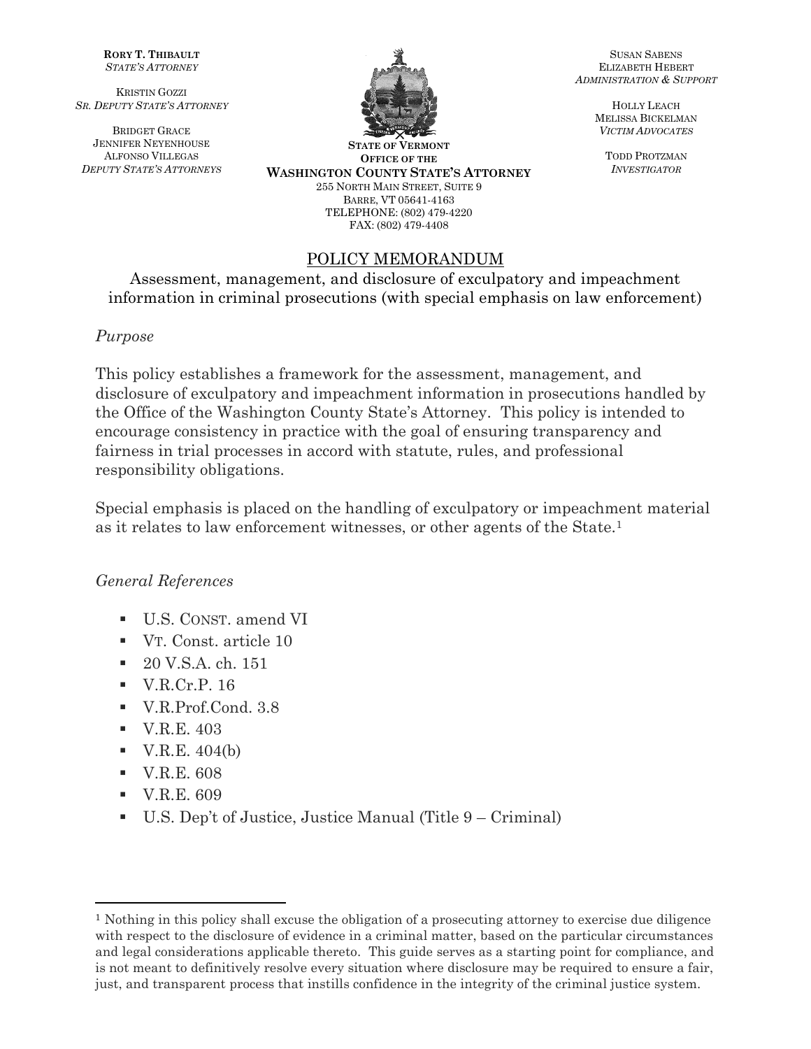**RORY T. THIBAULT**
*STATE'S ATTORNEY*

KRISTIN GOZZI
*SR. DEPUTY STATE'S ATTORNEY*

BRIDGET GRACE
JENNIFER NEYENHOUSE
ALFONSO VILLEGAS
*DEPUTY STATE'S ATTORNEYS*

**STATE OF VERMONT**
**OFFICE OF THE**
**WASHINGTON COUNTY STATE'S ATTORNEY**
255 NORTH MAIN STREET, SUITE 9
BARRE, VT 05641-4163
TELEPHONE: (802) 479-4220
FAX: (802) 479-4408

SUSAN SABENS
ELIZABETH HEBERT
*ADMINISTRATION & SUPPORT*

HOLLY LEACH
MELISSA BICKELMAN
*VICTIM ADVOCATES*

TODD PROTZMAN
*INVESTIGATOR*

# POLICY MEMORANDUM

Assessment, management, and disclosure of exculpatory and impeachment information in criminal prosecutions (with special emphasis on law enforcement)

*Purpose*

This policy establishes a framework for the assessment, management, and disclosure of exculpatory and impeachment information in prosecutions handled by the Office of the Washington County State's Attorney. This policy is intended to encourage consistency in practice with the goal of ensuring transparency and fairness in trial processes in accord with statute, rules, and professional responsibility obligations.

Special emphasis is placed on the handling of exculpatory or impeachment material as it relates to law enforcement witnesses, or other agents of the State.[1]

*General References*

- U.S. CONST. amend VI
- VT. Const. article 10
- 20 V.S.A. ch. 151
- V.R.Cr.P. 16
- V.R.Prof.Cond. 3.8
- V.R.E. 403
- V.R.E. 404(b)
- V.R.E. 608
- V.R.E. 609
- U.S. Dep't of Justice, Justice Manual (Title 9 – Criminal)

---

[1] Nothing in this policy shall excuse the obligation of a prosecuting attorney to exercise due diligence with respect to the disclosure of evidence in a criminal matter, based on the particular circumstances and legal considerations applicable thereto. This guide serves as a starting point for compliance, and is not meant to definitively resolve every situation where disclosure may be required to ensure a fair, just, and transparent process that instills confidence in the integrity of the criminal justice system.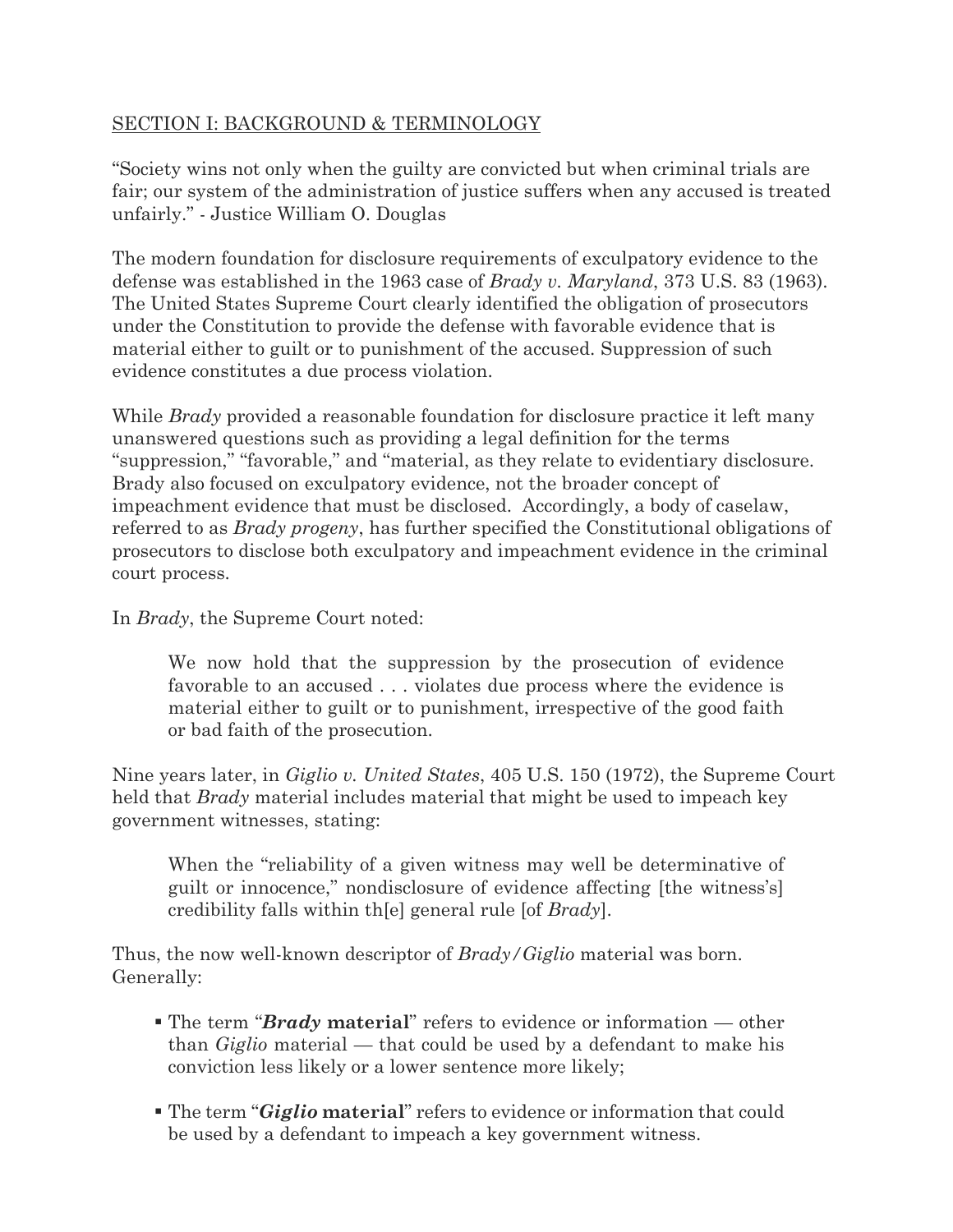## SECTION I: BACKGROUND & TERMINOLOGY

"Society wins not only when the guilty are convicted but when criminal trials are fair; our system of the administration of justice suffers when any accused is treated unfairly." - Justice William O. Douglas

The modern foundation for disclosure requirements of exculpatory evidence to the defense was established in the 1963 case of *Brady v. Maryland*, 373 U.S. 83 (1963). The United States Supreme Court clearly identified the obligation of prosecutors under the Constitution to provide the defense with favorable evidence that is material either to guilt or to punishment of the accused. Suppression of such evidence constitutes a due process violation.

While *Brady* provided a reasonable foundation for disclosure practice it left many unanswered questions such as providing a legal definition for the terms "suppression," "favorable," and "material, as they relate to evidentiary disclosure. Brady also focused on exculpatory evidence, not the broader concept of impeachment evidence that must be disclosed. Accordingly, a body of caselaw, referred to as *Brady progeny*, has further specified the Constitutional obligations of prosecutors to disclose both exculpatory and impeachment evidence in the criminal court process.

In *Brady*, the Supreme Court noted:

> We now hold that the suppression by the prosecution of evidence favorable to an accused . . . violates due process where the evidence is material either to guilt or to punishment, irrespective of the good faith or bad faith of the prosecution.

Nine years later, in *Giglio v. United States*, 405 U.S. 150 (1972), the Supreme Court held that *Brady* material includes material that might be used to impeach key government witnesses, stating:

> When the "reliability of a given witness may well be determinative of guilt or innocence," nondisclosure of evidence affecting [the witness's] credibility falls within th[e] general rule [of *Brady*].

Thus, the now well-known descriptor of *Brady/Giglio* material was born. Generally:

- The term "***Brady*** **material**" refers to evidence or information — other than *Giglio* material — that could be used by a defendant to make his conviction less likely or a lower sentence more likely;
- The term "***Giglio*** **material**" refers to evidence or information that could be used by a defendant to impeach a key government witness.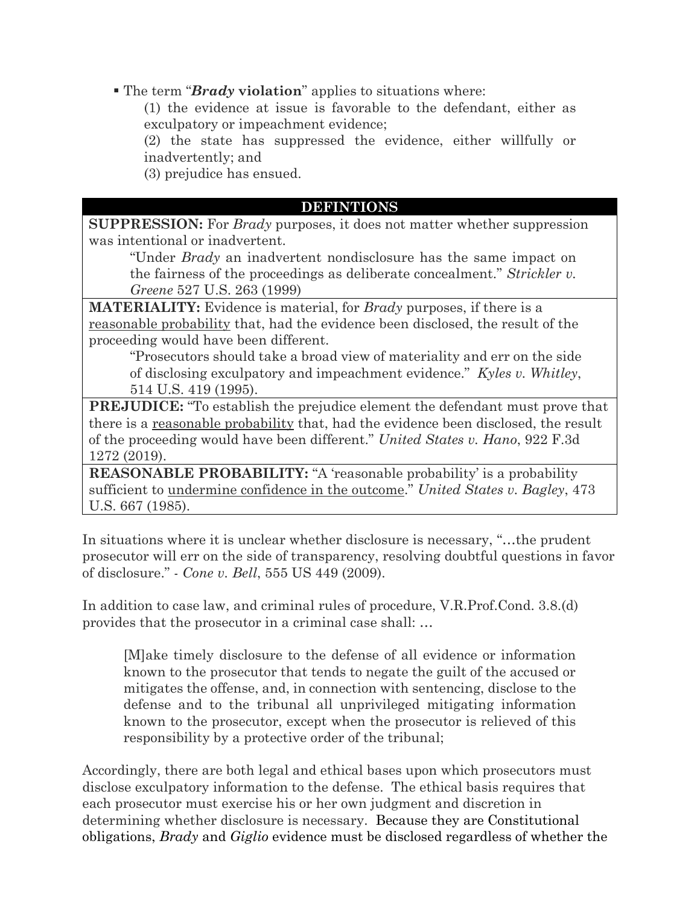- The term "***Brady* violation**" applies to situations where:
  - (1) the evidence at issue is favorable to the defendant, either as exculpatory or impeachment evidence;
  - (2) the state has suppressed the evidence, either willfully or inadvertently; and
  - (3) prejudice has ensued.

| DEFINTIONS |
| --- |
| **SUPPRESSION:** For *Brady* purposes, it does not matter whether suppression was intentional or inadvertent. "Under *Brady* an inadvertent nondisclosure has the same impact on the fairness of the proceedings as deliberate concealment." *Strickler v. Greene* 527 U.S. 263 (1999) |
| **MATERIALITY:** Evidence is material, for *Brady* purposes, if there is a reasonable probability that, had the evidence been disclosed, the result of the proceeding would have been different. "Prosecutors should take a broad view of materiality and err on the side of disclosing exculpatory and impeachment evidence." *Kyles v. Whitley*, 514 U.S. 419 (1995). |
| **PREJUDICE:** "To establish the prejudice element the defendant must prove that there is a reasonable probability that, had the evidence been disclosed, the result of the proceeding would have been different." *United States v. Hano*, 922 F.3d 1272 (2019). |
| **REASONABLE PROBABILITY:** "A 'reasonable probability' is a probability sufficient to undermine confidence in the outcome." *United States v. Bagley*, 473 U.S. 667 (1985). |

In situations where it is unclear whether disclosure is necessary, "…the prudent prosecutor will err on the side of transparency, resolving doubtful questions in favor of disclosure." - *Cone v. Bell*, 555 US 449 (2009).

In addition to case law, and criminal rules of procedure, V.R.Prof.Cond. 3.8.(d) provides that the prosecutor in a criminal case shall: …

> [M]ake timely disclosure to the defense of all evidence or information known to the prosecutor that tends to negate the guilt of the accused or mitigates the offense, and, in connection with sentencing, disclose to the defense and to the tribunal all unprivileged mitigating information known to the prosecutor, except when the prosecutor is relieved of this responsibility by a protective order of the tribunal;

Accordingly, there are both legal and ethical bases upon which prosecutors must disclose exculpatory information to the defense. The ethical basis requires that each prosecutor must exercise his or her own judgment and discretion in determining whether disclosure is necessary. Because they are Constitutional obligations, *Brady* and *Giglio* evidence must be disclosed regardless of whether the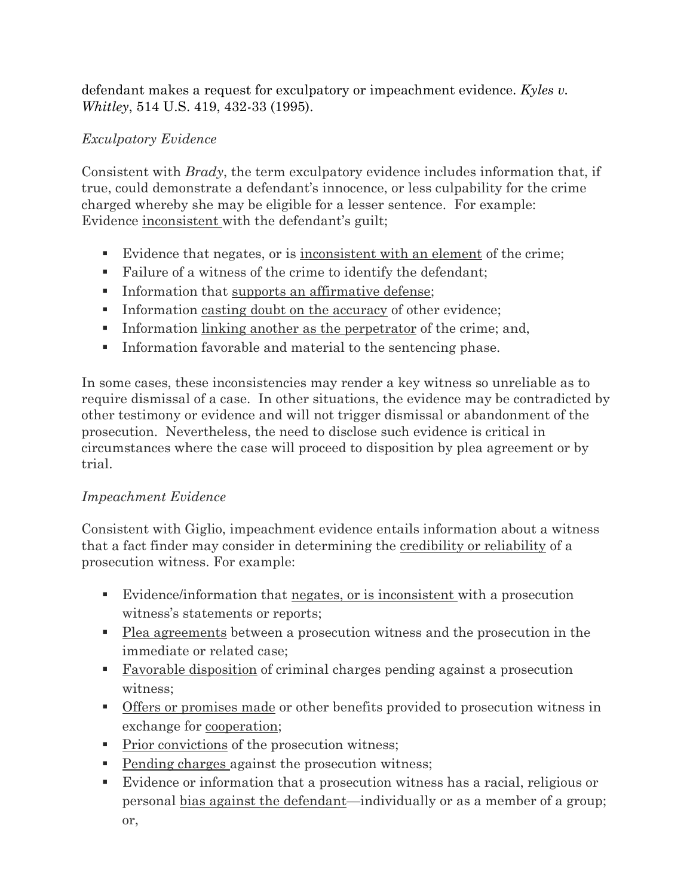defendant makes a request for exculpatory or impeachment evidence. *Kyles v. Whitley*, 514 U.S. 419, 432-33 (1995).

*Exculpatory Evidence*

Consistent with *Brady*, the term exculpatory evidence includes information that, if true, could demonstrate a defendant's innocence, or less culpability for the crime charged whereby she may be eligible for a lesser sentence. For example: Evidence <u>inconsistent</u> with the defendant's guilt;

- Evidence that negates, or is <u>inconsistent with an element</u> of the crime;
- Failure of a witness of the crime to identify the defendant;
- Information that <u>supports an affirmative defense</u>;
- Information <u>casting doubt on the accuracy</u> of other evidence;
- Information <u>linking another as the perpetrator</u> of the crime; and,
- Information favorable and material to the sentencing phase.

In some cases, these inconsistencies may render a key witness so unreliable as to require dismissal of a case. In other situations, the evidence may be contradicted by other testimony or evidence and will not trigger dismissal or abandonment of the prosecution. Nevertheless, the need to disclose such evidence is critical in circumstances where the case will proceed to disposition by plea agreement or by trial.

*Impeachment Evidence*

Consistent with Giglio, impeachment evidence entails information about a witness that a fact finder may consider in determining the <u>credibility or reliability</u> of a prosecution witness. For example:

- Evidence/information that <u>negates, or is inconsistent</u> with a prosecution witness's statements or reports;
- <u>Plea agreements</u> between a prosecution witness and the prosecution in the immediate or related case;
- <u>Favorable disposition</u> of criminal charges pending against a prosecution witness;
- <u>Offers or promises made</u> or other benefits provided to prosecution witness in exchange for <u>cooperation</u>;
- <u>Prior convictions</u> of the prosecution witness;
- <u>Pending charges</u> against the prosecution witness;
- Evidence or information that a prosecution witness has a racial, religious or personal <u>bias against the defendant</u>—individually or as a member of a group; or,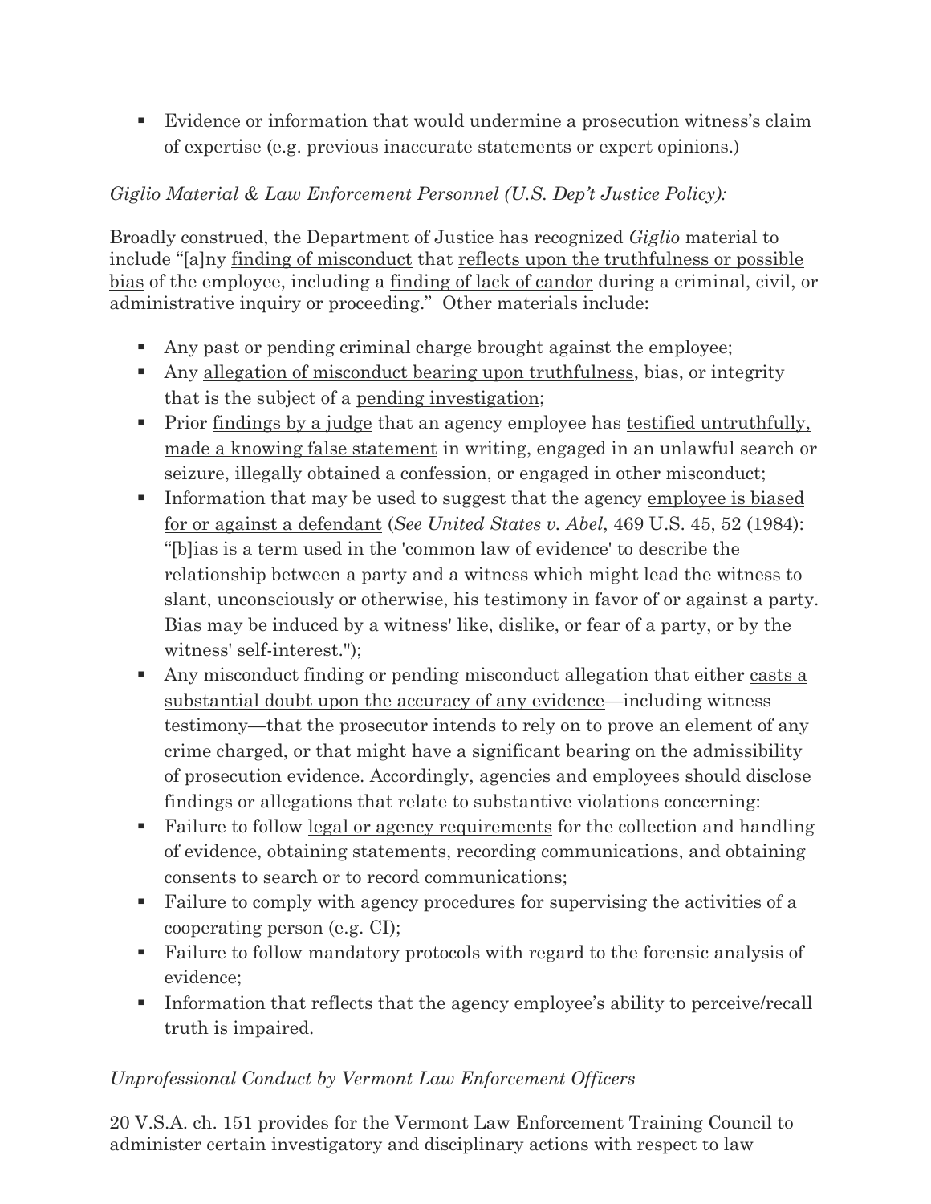- Evidence or information that would undermine a prosecution witness's claim of expertise (e.g. previous inaccurate statements or expert opinions.)

*Giglio Material & Law Enforcement Personnel (U.S. Dep't Justice Policy):*

Broadly construed, the Department of Justice has recognized *Giglio* material to include "[a]ny finding of misconduct that reflects upon the truthfulness or possible bias of the employee, including a finding of lack of candor during a criminal, civil, or administrative inquiry or proceeding." Other materials include:

- Any past or pending criminal charge brought against the employee;
- Any allegation of misconduct bearing upon truthfulness, bias, or integrity that is the subject of a pending investigation;
- Prior findings by a judge that an agency employee has testified untruthfully, made a knowing false statement in writing, engaged in an unlawful search or seizure, illegally obtained a confession, or engaged in other misconduct;
- Information that may be used to suggest that the agency employee is biased for or against a defendant (*See United States v. Abel*, 469 U.S. 45, 52 (1984): "[b]ias is a term used in the 'common law of evidence' to describe the relationship between a party and a witness which might lead the witness to slant, unconsciously or otherwise, his testimony in favor of or against a party. Bias may be induced by a witness' like, dislike, or fear of a party, or by the witness' self-interest.");
- Any misconduct finding or pending misconduct allegation that either casts a substantial doubt upon the accuracy of any evidence—including witness testimony—that the prosecutor intends to rely on to prove an element of any crime charged, or that might have a significant bearing on the admissibility of prosecution evidence. Accordingly, agencies and employees should disclose findings or allegations that relate to substantive violations concerning:
- Failure to follow legal or agency requirements for the collection and handling of evidence, obtaining statements, recording communications, and obtaining consents to search or to record communications;
- Failure to comply with agency procedures for supervising the activities of a cooperating person (e.g. CI);
- Failure to follow mandatory protocols with regard to the forensic analysis of evidence;
- Information that reflects that the agency employee's ability to perceive/recall truth is impaired.

*Unprofessional Conduct by Vermont Law Enforcement Officers*

20 V.S.A. ch. 151 provides for the Vermont Law Enforcement Training Council to administer certain investigatory and disciplinary actions with respect to law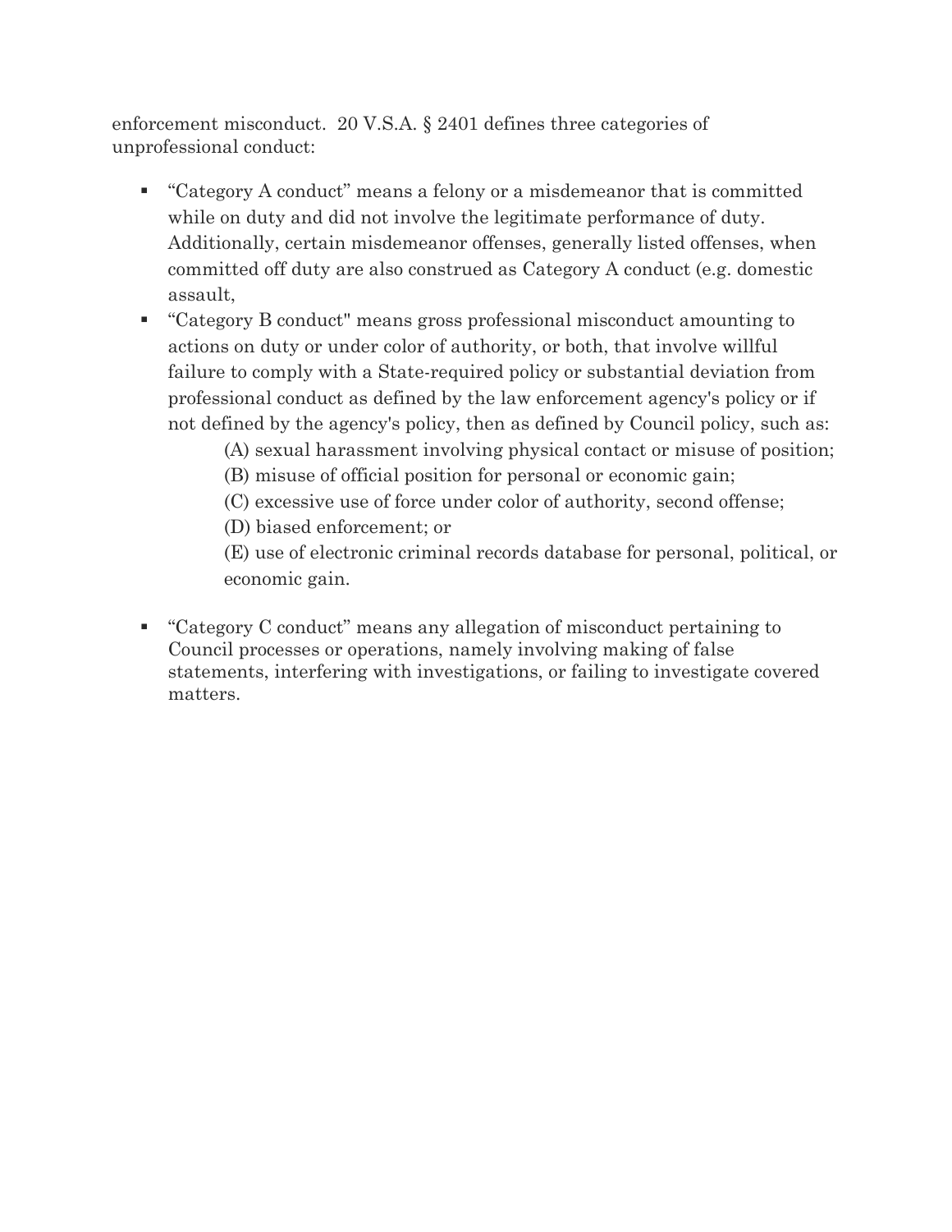enforcement misconduct. 20 V.S.A. § 2401 defines three categories of unprofessional conduct:

- "Category A conduct" means a felony or a misdemeanor that is committed while on duty and did not involve the legitimate performance of duty. Additionally, certain misdemeanor offenses, generally listed offenses, when committed off duty are also construed as Category A conduct (e.g. domestic assault,
- "Category B conduct" means gross professional misconduct amounting to actions on duty or under color of authority, or both, that involve willful failure to comply with a State-required policy or substantial deviation from professional conduct as defined by the law enforcement agency's policy or if not defined by the agency's policy, then as defined by Council policy, such as:

  (A) sexual harassment involving physical contact or misuse of position;

  (B) misuse of official position for personal or economic gain;

  (C) excessive use of force under color of authority, second offense;

  (D) biased enforcement; or

  (E) use of electronic criminal records database for personal, political, or economic gain.

- "Category C conduct" means any allegation of misconduct pertaining to Council processes or operations, namely involving making of false statements, interfering with investigations, or failing to investigate covered matters.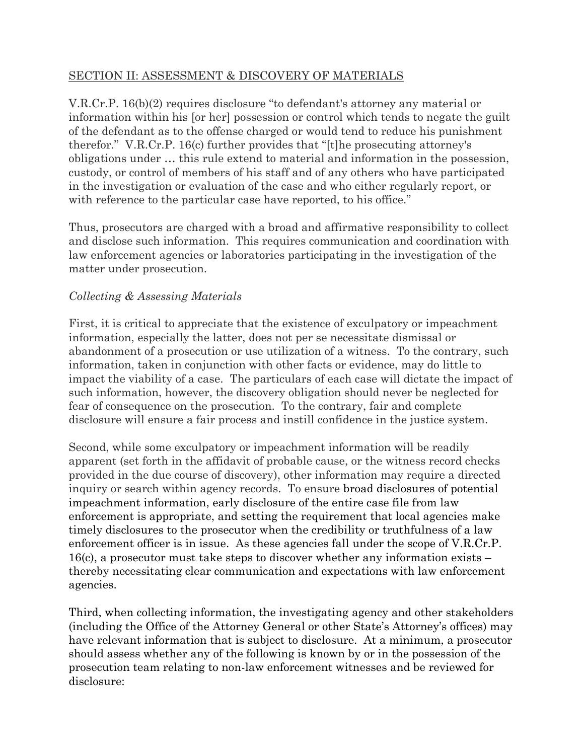## SECTION II: ASSESSMENT & DISCOVERY OF MATERIALS

V.R.Cr.P. 16(b)(2) requires disclosure "to defendant's attorney any material or information within his [or her] possession or control which tends to negate the guilt of the defendant as to the offense charged or would tend to reduce his punishment therefor." V.R.Cr.P. 16(c) further provides that "[t]he prosecuting attorney's obligations under … this rule extend to material and information in the possession, custody, or control of members of his staff and of any others who have participated in the investigation or evaluation of the case and who either regularly report, or with reference to the particular case have reported, to his office."

Thus, prosecutors are charged with a broad and affirmative responsibility to collect and disclose such information. This requires communication and coordination with law enforcement agencies or laboratories participating in the investigation of the matter under prosecution.

*Collecting & Assessing Materials*

First, it is critical to appreciate that the existence of exculpatory or impeachment information, especially the latter, does not per se necessitate dismissal or abandonment of a prosecution or use utilization of a witness. To the contrary, such information, taken in conjunction with other facts or evidence, may do little to impact the viability of a case. The particulars of each case will dictate the impact of such information, however, the discovery obligation should never be neglected for fear of consequence on the prosecution. To the contrary, fair and complete disclosure will ensure a fair process and instill confidence in the justice system.

Second, while some exculpatory or impeachment information will be readily apparent (set forth in the affidavit of probable cause, or the witness record checks provided in the due course of discovery), other information may require a directed inquiry or search within agency records. To ensure broad disclosures of potential impeachment information, early disclosure of the entire case file from law enforcement is appropriate, and setting the requirement that local agencies make timely disclosures to the prosecutor when the credibility or truthfulness of a law enforcement officer is in issue. As these agencies fall under the scope of V.R.Cr.P. 16(c), a prosecutor must take steps to discover whether any information exists – thereby necessitating clear communication and expectations with law enforcement agencies.

Third, when collecting information, the investigating agency and other stakeholders (including the Office of the Attorney General or other State's Attorney's offices) may have relevant information that is subject to disclosure. At a minimum, a prosecutor should assess whether any of the following is known by or in the possession of the prosecution team relating to non-law enforcement witnesses and be reviewed for disclosure: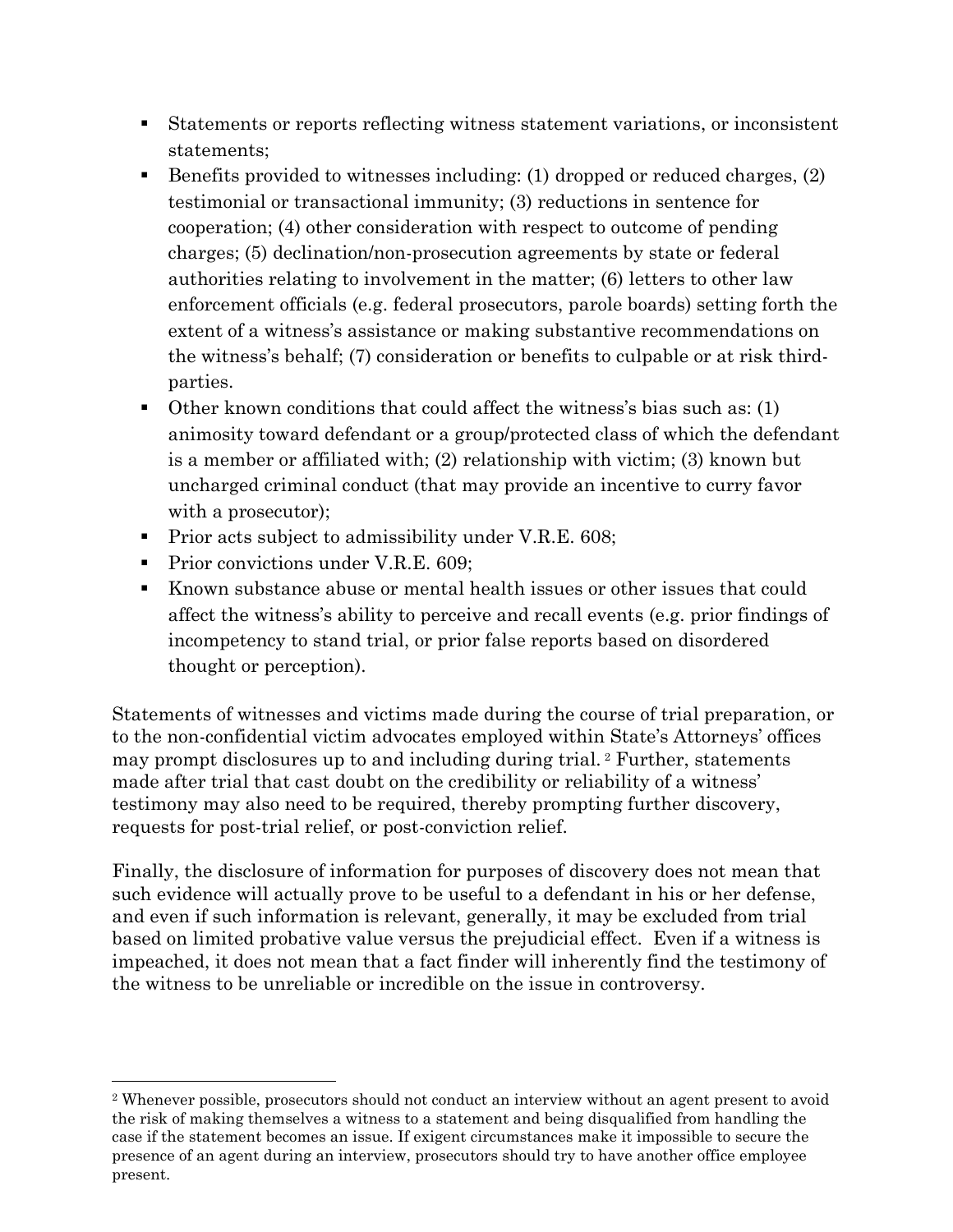- Statements or reports reflecting witness statement variations, or inconsistent statements;
- Benefits provided to witnesses including: (1) dropped or reduced charges, (2) testimonial or transactional immunity; (3) reductions in sentence for cooperation; (4) other consideration with respect to outcome of pending charges; (5) declination/non-prosecution agreements by state or federal authorities relating to involvement in the matter; (6) letters to other law enforcement officials (e.g. federal prosecutors, parole boards) setting forth the extent of a witness's assistance or making substantive recommendations on the witness's behalf; (7) consideration or benefits to culpable or at risk third-parties.
- Other known conditions that could affect the witness's bias such as: (1) animosity toward defendant or a group/protected class of which the defendant is a member or affiliated with; (2) relationship with victim; (3) known but uncharged criminal conduct (that may provide an incentive to curry favor with a prosecutor);
- Prior acts subject to admissibility under V.R.E. 608;
- Prior convictions under V.R.E. 609;
- Known substance abuse or mental health issues or other issues that could affect the witness's ability to perceive and recall events (e.g. prior findings of incompetency to stand trial, or prior false reports based on disordered thought or perception).

Statements of witnesses and victims made during the course of trial preparation, or to the non-confidential victim advocates employed within State's Attorneys' offices may prompt disclosures up to and including during trial. [2] Further, statements made after trial that cast doubt on the credibility or reliability of a witness' testimony may also need to be required, thereby prompting further discovery, requests for post-trial relief, or post-conviction relief.

Finally, the disclosure of information for purposes of discovery does not mean that such evidence will actually prove to be useful to a defendant in his or her defense, and even if such information is relevant, generally, it may be excluded from trial based on limited probative value versus the prejudicial effect. Even if a witness is impeached, it does not mean that a fact finder will inherently find the testimony of the witness to be unreliable or incredible on the issue in controversy.

[2] Whenever possible, prosecutors should not conduct an interview without an agent present to avoid the risk of making themselves a witness to a statement and being disqualified from handling the case if the statement becomes an issue. If exigent circumstances make it impossible to secure the presence of an agent during an interview, prosecutors should try to have another office employee present.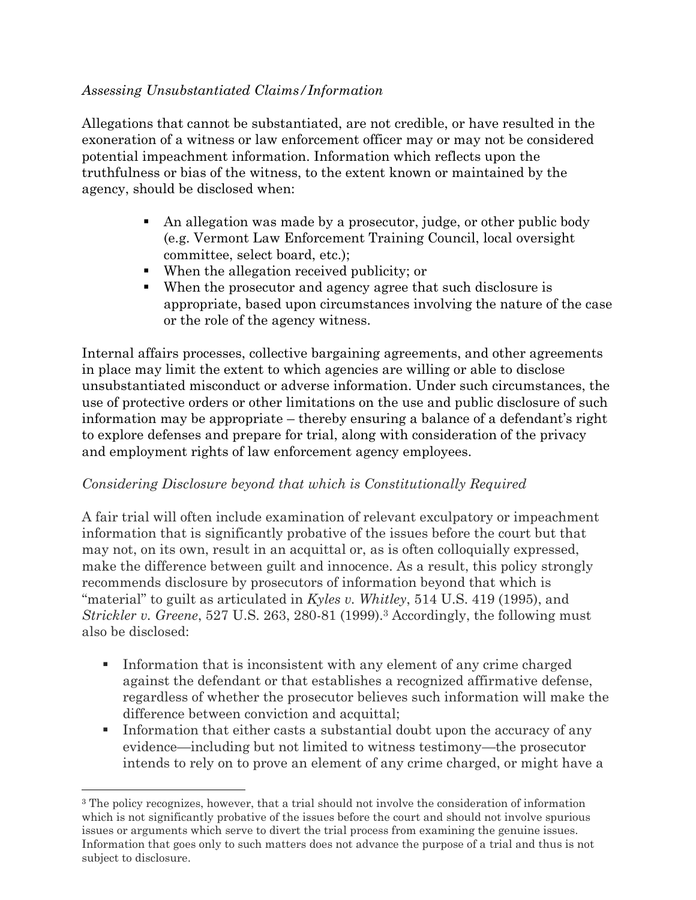*Assessing Unsubstantiated Claims/Information*

Allegations that cannot be substantiated, are not credible, or have resulted in the exoneration of a witness or law enforcement officer may or may not be considered potential impeachment information. Information which reflects upon the truthfulness or bias of the witness, to the extent known or maintained by the agency, should be disclosed when:

- An allegation was made by a prosecutor, judge, or other public body (e.g. Vermont Law Enforcement Training Council, local oversight committee, select board, etc.);
- When the allegation received publicity; or
- When the prosecutor and agency agree that such disclosure is appropriate, based upon circumstances involving the nature of the case or the role of the agency witness.

Internal affairs processes, collective bargaining agreements, and other agreements in place may limit the extent to which agencies are willing or able to disclose unsubstantiated misconduct or adverse information. Under such circumstances, the use of protective orders or other limitations on the use and public disclosure of such information may be appropriate – thereby ensuring a balance of a defendant's right to explore defenses and prepare for trial, along with consideration of the privacy and employment rights of law enforcement agency employees.

*Considering Disclosure beyond that which is Constitutionally Required*

A fair trial will often include examination of relevant exculpatory or impeachment information that is significantly probative of the issues before the court but that may not, on its own, result in an acquittal or, as is often colloquially expressed, make the difference between guilt and innocence. As a result, this policy strongly recommends disclosure by prosecutors of information beyond that which is "material" to guilt as articulated in *Kyles v. Whitley*, 514 U.S. 419 (1995), and *Strickler v. Greene*, 527 U.S. 263, 280-81 (1999).[3] Accordingly, the following must also be disclosed:

- Information that is inconsistent with any element of any crime charged against the defendant or that establishes a recognized affirmative defense, regardless of whether the prosecutor believes such information will make the difference between conviction and acquittal;
- Information that either casts a substantial doubt upon the accuracy of any evidence—including but not limited to witness testimony—the prosecutor intends to rely on to prove an element of any crime charged, or might have a

[3] The policy recognizes, however, that a trial should not involve the consideration of information which is not significantly probative of the issues before the court and should not involve spurious issues or arguments which serve to divert the trial process from examining the genuine issues. Information that goes only to such matters does not advance the purpose of a trial and thus is not subject to disclosure.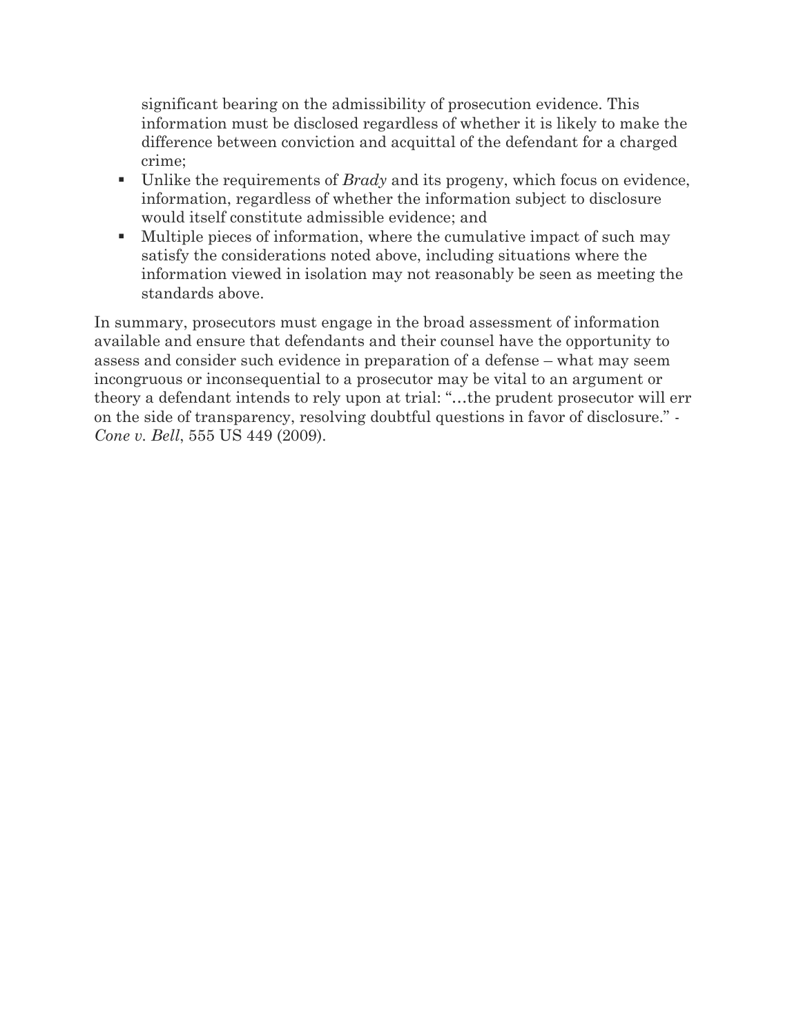significant bearing on the admissibility of prosecution evidence. This information must be disclosed regardless of whether it is likely to make the difference between conviction and acquittal of the defendant for a charged crime;

- Unlike the requirements of *Brady* and its progeny, which focus on evidence, information, regardless of whether the information subject to disclosure would itself constitute admissible evidence; and
- Multiple pieces of information, where the cumulative impact of such may satisfy the considerations noted above, including situations where the information viewed in isolation may not reasonably be seen as meeting the standards above.

In summary, prosecutors must engage in the broad assessment of information available and ensure that defendants and their counsel have the opportunity to assess and consider such evidence in preparation of a defense – what may seem incongruous or inconsequential to a prosecutor may be vital to an argument or theory a defendant intends to rely upon at trial: "…the prudent prosecutor will err on the side of transparency, resolving doubtful questions in favor of disclosure." - *Cone v. Bell*, 555 US 449 (2009).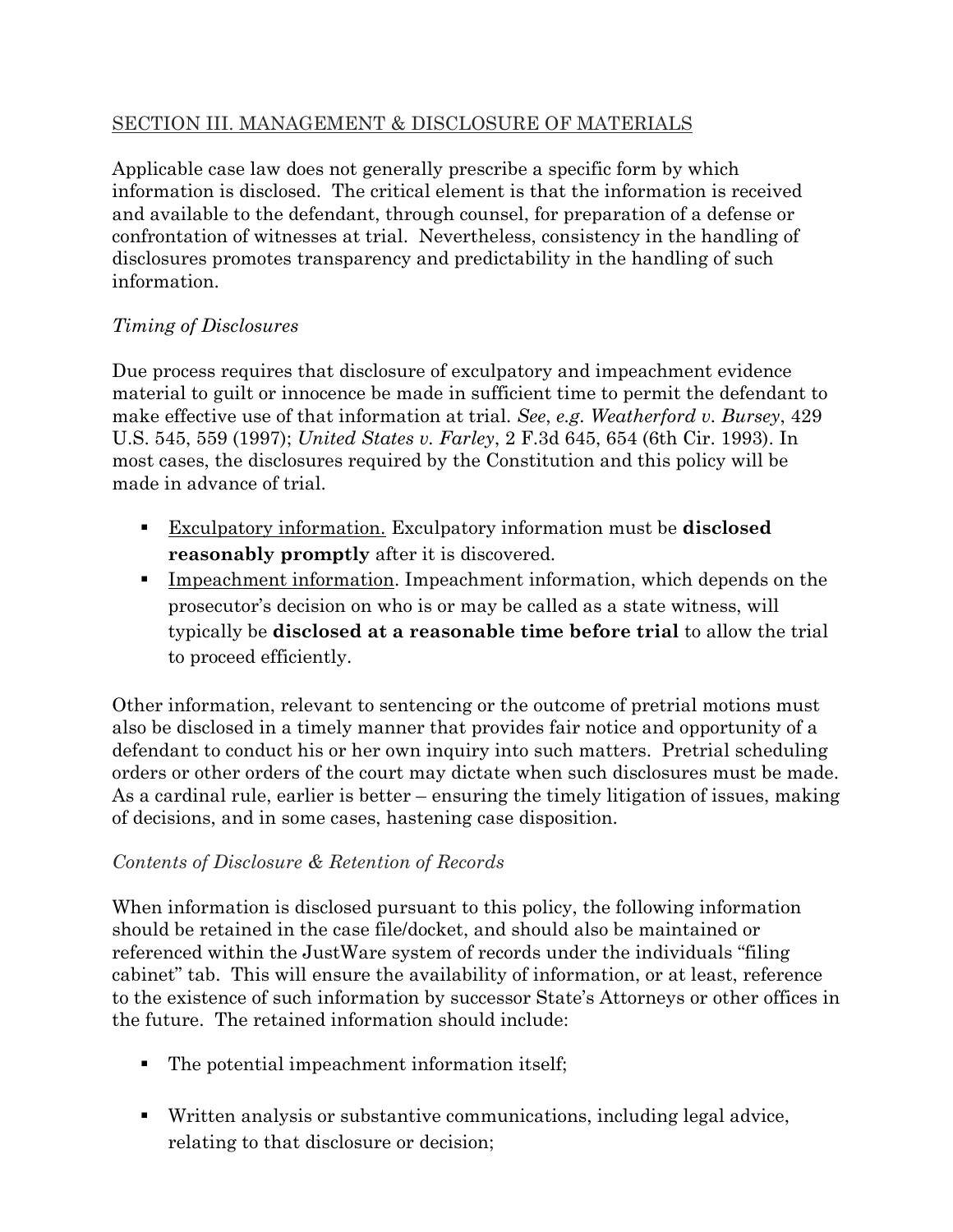## SECTION III. MANAGEMENT & DISCLOSURE OF MATERIALS

Applicable case law does not generally prescribe a specific form by which information is disclosed. The critical element is that the information is received and available to the defendant, through counsel, for preparation of a defense or confrontation of witnesses at trial. Nevertheless, consistency in the handling of disclosures promotes transparency and predictability in the handling of such information.

### *Timing of Disclosures*

Due process requires that disclosure of exculpatory and impeachment evidence material to guilt or innocence be made in sufficient time to permit the defendant to make effective use of that information at trial. *See*, *e.g. Weatherford v. Bursey*, 429 U.S. 545, 559 (1997); *United States v. Farley*, 2 F.3d 645, 654 (6th Cir. 1993). In most cases, the disclosures required by the Constitution and this policy will be made in advance of trial.

- Exculpatory information. Exculpatory information must be **disclosed reasonably promptly** after it is discovered.
- Impeachment information. Impeachment information, which depends on the prosecutor's decision on who is or may be called as a state witness, will typically be **disclosed at a reasonable time before trial** to allow the trial to proceed efficiently.

Other information, relevant to sentencing or the outcome of pretrial motions must also be disclosed in a timely manner that provides fair notice and opportunity of a defendant to conduct his or her own inquiry into such matters. Pretrial scheduling orders or other orders of the court may dictate when such disclosures must be made. As a cardinal rule, earlier is better – ensuring the timely litigation of issues, making of decisions, and in some cases, hastening case disposition.

### *Contents of Disclosure & Retention of Records*

When information is disclosed pursuant to this policy, the following information should be retained in the case file/docket, and should also be maintained or referenced within the JustWare system of records under the individuals "filing cabinet" tab. This will ensure the availability of information, or at least, reference to the existence of such information by successor State's Attorneys or other offices in the future. The retained information should include:

- The potential impeachment information itself;
- Written analysis or substantive communications, including legal advice, relating to that disclosure or decision;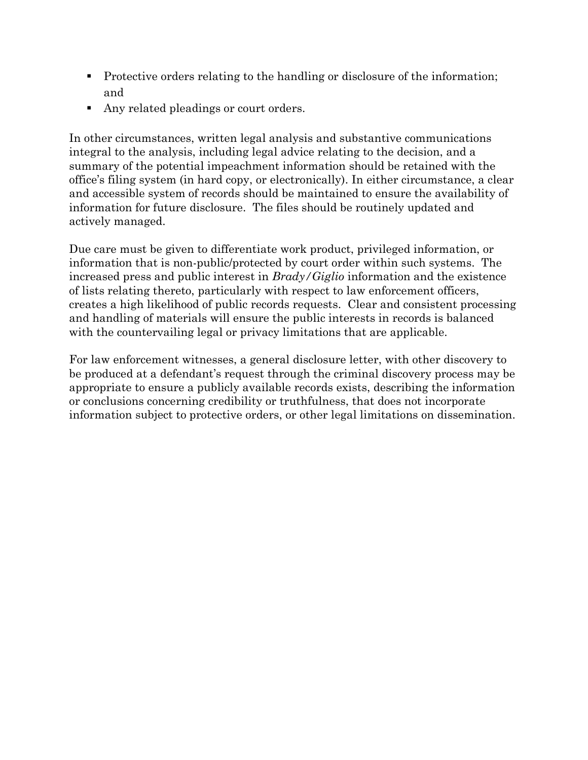- Protective orders relating to the handling or disclosure of the information; and
- Any related pleadings or court orders.

In other circumstances, written legal analysis and substantive communications integral to the analysis, including legal advice relating to the decision, and a summary of the potential impeachment information should be retained with the office's filing system (in hard copy, or electronically). In either circumstance, a clear and accessible system of records should be maintained to ensure the availability of information for future disclosure. The files should be routinely updated and actively managed.

Due care must be given to differentiate work product, privileged information, or information that is non-public/protected by court order within such systems. The increased press and public interest in *Brady/Giglio* information and the existence of lists relating thereto, particularly with respect to law enforcement officers, creates a high likelihood of public records requests. Clear and consistent processing and handling of materials will ensure the public interests in records is balanced with the countervailing legal or privacy limitations that are applicable.

For law enforcement witnesses, a general disclosure letter, with other discovery to be produced at a defendant's request through the criminal discovery process may be appropriate to ensure a publicly available records exists, describing the information or conclusions concerning credibility or truthfulness, that does not incorporate information subject to protective orders, or other legal limitations on dissemination.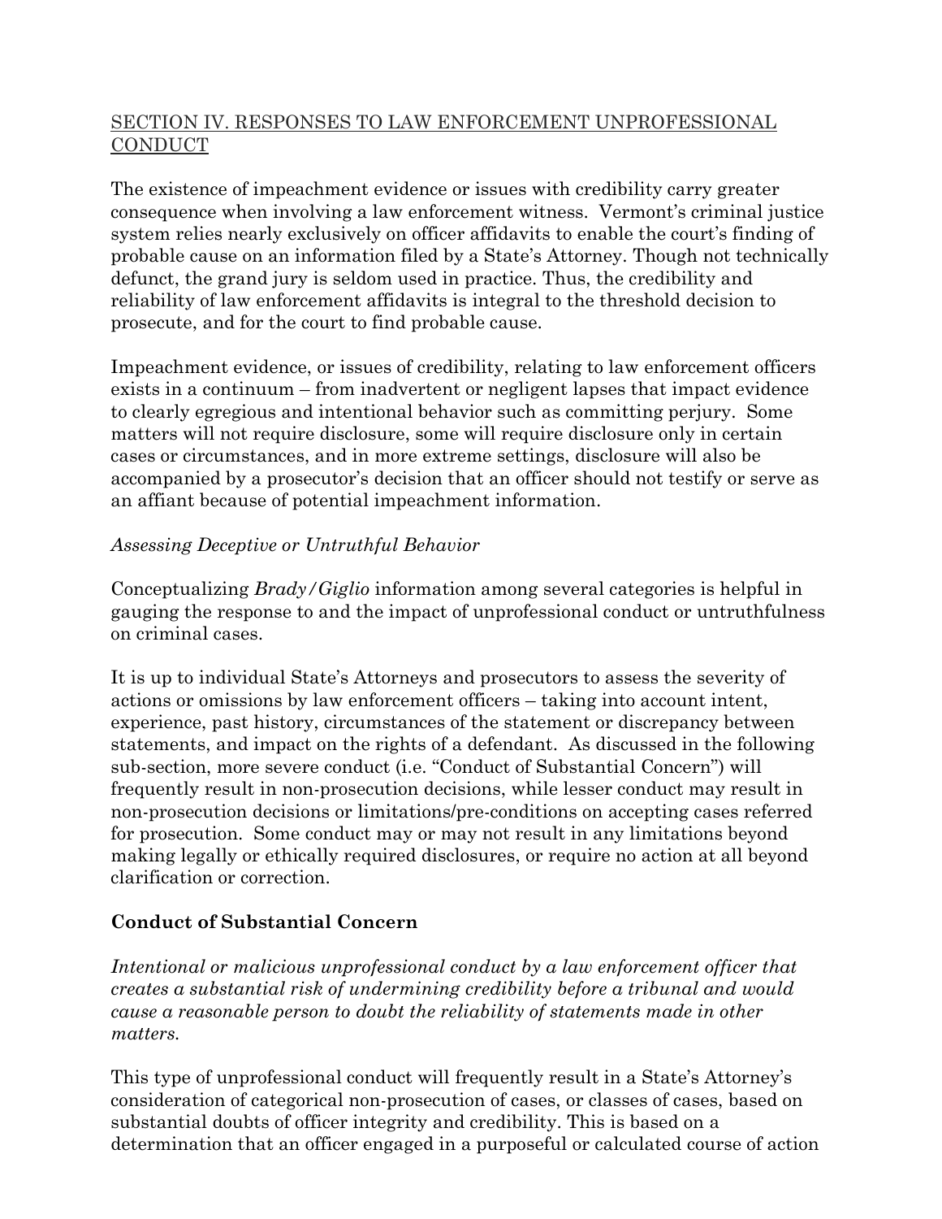## SECTION IV. RESPONSES TO LAW ENFORCEMENT UNPROFESSIONAL CONDUCT

The existence of impeachment evidence or issues with credibility carry greater consequence when involving a law enforcement witness. Vermont's criminal justice system relies nearly exclusively on officer affidavits to enable the court's finding of probable cause on an information filed by a State's Attorney. Though not technically defunct, the grand jury is seldom used in practice. Thus, the credibility and reliability of law enforcement affidavits is integral to the threshold decision to prosecute, and for the court to find probable cause.

Impeachment evidence, or issues of credibility, relating to law enforcement officers exists in a continuum – from inadvertent or negligent lapses that impact evidence to clearly egregious and intentional behavior such as committing perjury. Some matters will not require disclosure, some will require disclosure only in certain cases or circumstances, and in more extreme settings, disclosure will also be accompanied by a prosecutor's decision that an officer should not testify or serve as an affiant because of potential impeachment information.

*Assessing Deceptive or Untruthful Behavior*

Conceptualizing *Brady/Giglio* information among several categories is helpful in gauging the response to and the impact of unprofessional conduct or untruthfulness on criminal cases.

It is up to individual State's Attorneys and prosecutors to assess the severity of actions or omissions by law enforcement officers – taking into account intent, experience, past history, circumstances of the statement or discrepancy between statements, and impact on the rights of a defendant. As discussed in the following sub-section, more severe conduct (i.e. "Conduct of Substantial Concern") will frequently result in non-prosecution decisions, while lesser conduct may result in non-prosecution decisions or limitations/pre-conditions on accepting cases referred for prosecution. Some conduct may or may not result in any limitations beyond making legally or ethically required disclosures, or require no action at all beyond clarification or correction.

### Conduct of Substantial Concern

*Intentional or malicious unprofessional conduct by a law enforcement officer that creates a substantial risk of undermining credibility before a tribunal and would cause a reasonable person to doubt the reliability of statements made in other matters.*

This type of unprofessional conduct will frequently result in a State's Attorney's consideration of categorical non-prosecution of cases, or classes of cases, based on substantial doubts of officer integrity and credibility. This is based on a determination that an officer engaged in a purposeful or calculated course of action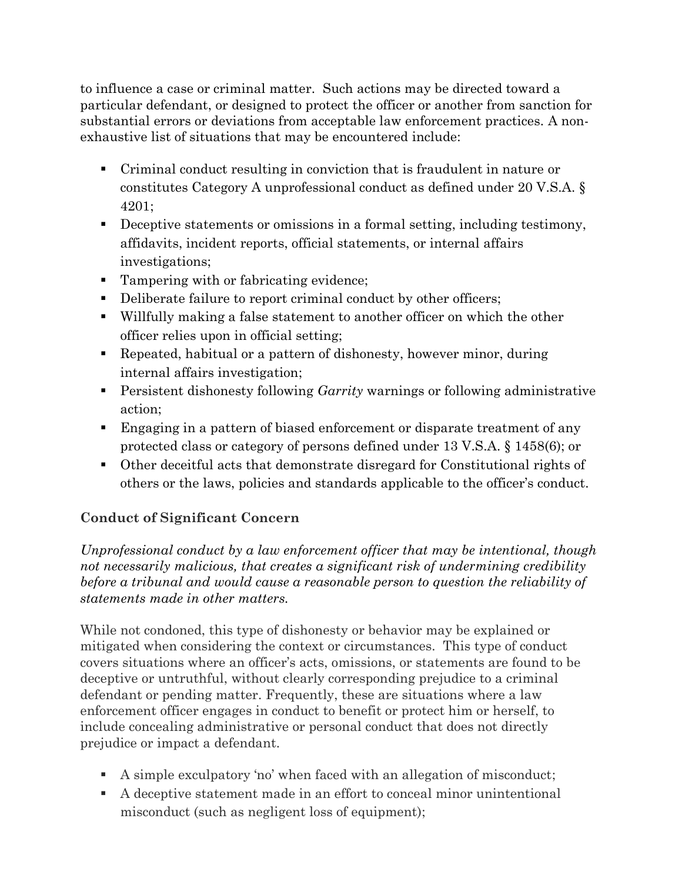to influence a case or criminal matter. Such actions may be directed toward a particular defendant, or designed to protect the officer or another from sanction for substantial errors or deviations from acceptable law enforcement practices. A non-exhaustive list of situations that may be encountered include:

- Criminal conduct resulting in conviction that is fraudulent in nature or constitutes Category A unprofessional conduct as defined under 20 V.S.A. § 4201;
- Deceptive statements or omissions in a formal setting, including testimony, affidavits, incident reports, official statements, or internal affairs investigations;
- Tampering with or fabricating evidence;
- Deliberate failure to report criminal conduct by other officers;
- Willfully making a false statement to another officer on which the other officer relies upon in official setting;
- Repeated, habitual or a pattern of dishonesty, however minor, during internal affairs investigation;
- Persistent dishonesty following *Garrity* warnings or following administrative action;
- Engaging in a pattern of biased enforcement or disparate treatment of any protected class or category of persons defined under 13 V.S.A. § 1458(6); or
- Other deceitful acts that demonstrate disregard for Constitutional rights of others or the laws, policies and standards applicable to the officer's conduct.

### Conduct of Significant Concern

*Unprofessional conduct by a law enforcement officer that may be intentional, though not necessarily malicious, that creates a significant risk of undermining credibility before a tribunal and would cause a reasonable person to question the reliability of statements made in other matters.*

While not condoned, this type of dishonesty or behavior may be explained or mitigated when considering the context or circumstances. This type of conduct covers situations where an officer's acts, omissions, or statements are found to be deceptive or untruthful, without clearly corresponding prejudice to a criminal defendant or pending matter. Frequently, these are situations where a law enforcement officer engages in conduct to benefit or protect him or herself, to include concealing administrative or personal conduct that does not directly prejudice or impact a defendant.

- A simple exculpatory 'no' when faced with an allegation of misconduct;
- A deceptive statement made in an effort to conceal minor unintentional misconduct (such as negligent loss of equipment);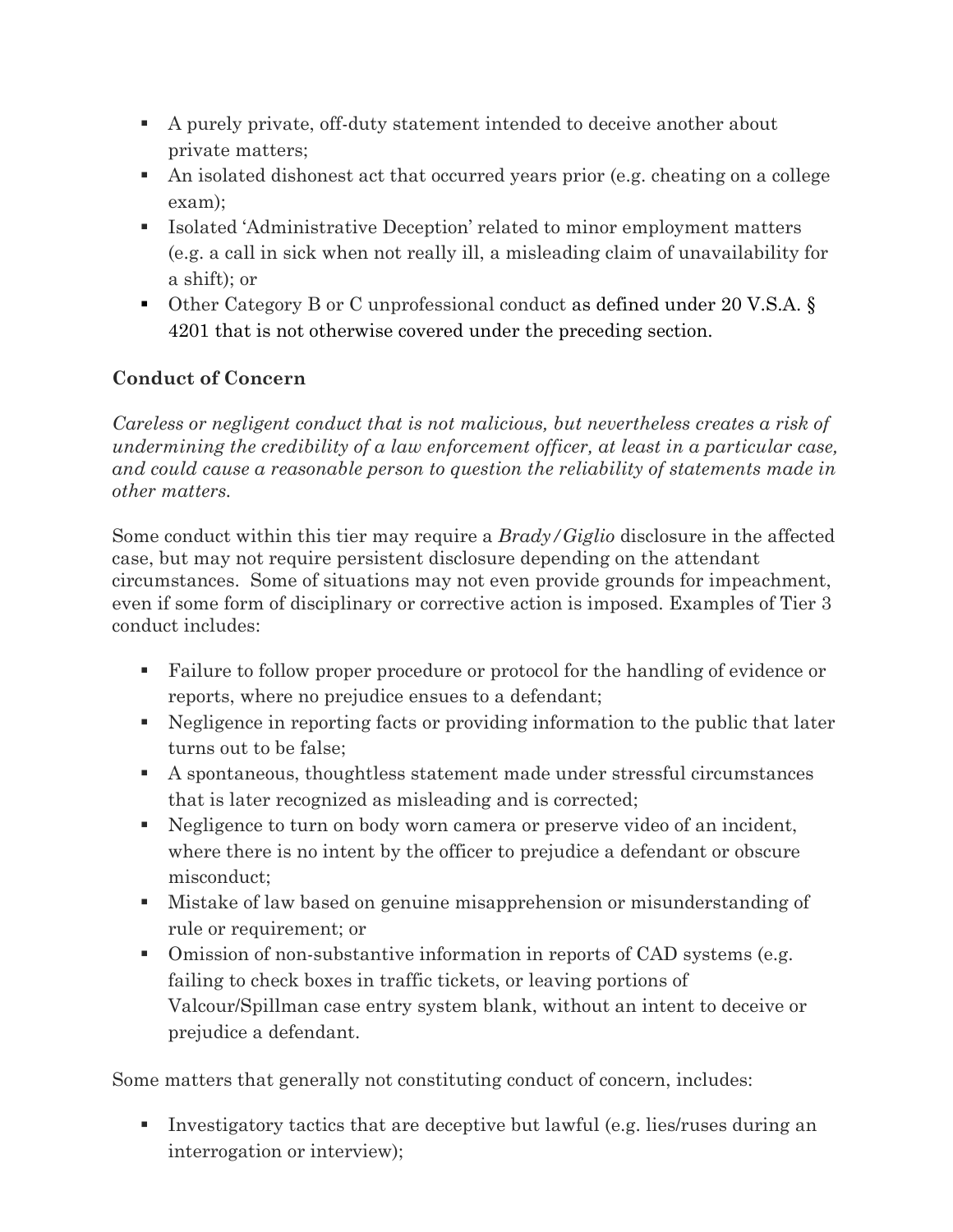- A purely private, off-duty statement intended to deceive another about private matters;
- An isolated dishonest act that occurred years prior (e.g. cheating on a college exam);
- Isolated 'Administrative Deception' related to minor employment matters (e.g. a call in sick when not really ill, a misleading claim of unavailability for a shift); or
- Other Category B or C unprofessional conduct as defined under 20 V.S.A. § 4201 that is not otherwise covered under the preceding section.

**Conduct of Concern**

*Careless or negligent conduct that is not malicious, but nevertheless creates a risk of undermining the credibility of a law enforcement officer, at least in a particular case, and could cause a reasonable person to question the reliability of statements made in other matters.*

Some conduct within this tier may require a *Brady/Giglio* disclosure in the affected case, but may not require persistent disclosure depending on the attendant circumstances. Some of situations may not even provide grounds for impeachment, even if some form of disciplinary or corrective action is imposed. Examples of Tier 3 conduct includes:

- Failure to follow proper procedure or protocol for the handling of evidence or reports, where no prejudice ensues to a defendant;
- Negligence in reporting facts or providing information to the public that later turns out to be false;
- A spontaneous, thoughtless statement made under stressful circumstances that is later recognized as misleading and is corrected;
- Negligence to turn on body worn camera or preserve video of an incident, where there is no intent by the officer to prejudice a defendant or obscure misconduct;
- Mistake of law based on genuine misapprehension or misunderstanding of rule or requirement; or
- Omission of non-substantive information in reports of CAD systems (e.g. failing to check boxes in traffic tickets, or leaving portions of Valcour/Spillman case entry system blank, without an intent to deceive or prejudice a defendant.

Some matters that generally not constituting conduct of concern, includes:

- Investigatory tactics that are deceptive but lawful (e.g. lies/ruses during an interrogation or interview);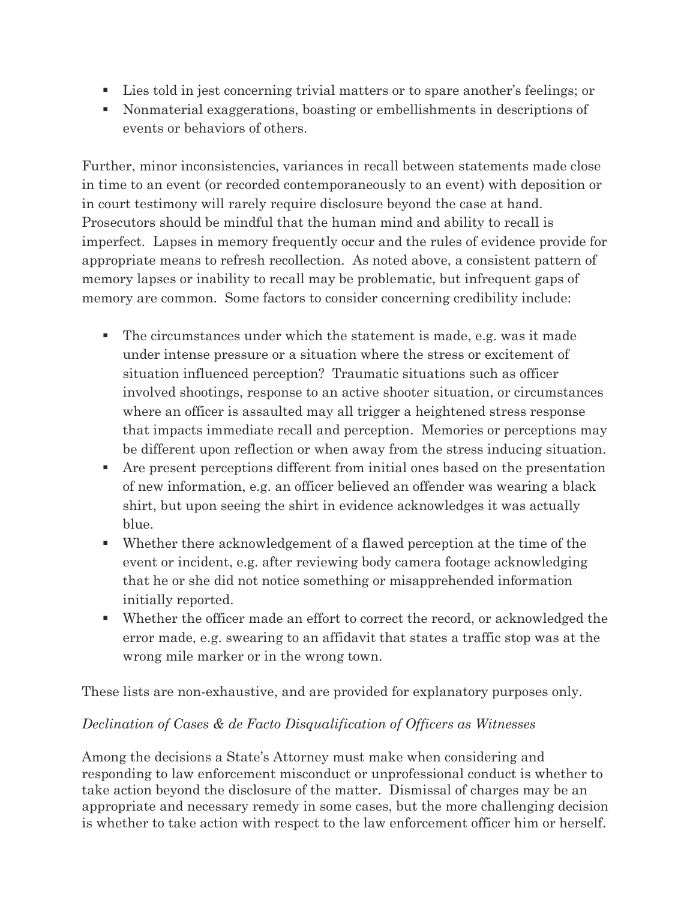- Lies told in jest concerning trivial matters or to spare another's feelings; or
- Nonmaterial exaggerations, boasting or embellishments in descriptions of events or behaviors of others.

Further, minor inconsistencies, variances in recall between statements made close in time to an event (or recorded contemporaneously to an event) with deposition or in court testimony will rarely require disclosure beyond the case at hand. Prosecutors should be mindful that the human mind and ability to recall is imperfect. Lapses in memory frequently occur and the rules of evidence provide for appropriate means to refresh recollection. As noted above, a consistent pattern of memory lapses or inability to recall may be problematic, but infrequent gaps of memory are common. Some factors to consider concerning credibility include:

- The circumstances under which the statement is made, e.g. was it made under intense pressure or a situation where the stress or excitement of situation influenced perception? Traumatic situations such as officer involved shootings, response to an active shooter situation, or circumstances where an officer is assaulted may all trigger a heightened stress response that impacts immediate recall and perception. Memories or perceptions may be different upon reflection or when away from the stress inducing situation.
- Are present perceptions different from initial ones based on the presentation of new information, e.g. an officer believed an offender was wearing a black shirt, but upon seeing the shirt in evidence acknowledges it was actually blue.
- Whether there acknowledgement of a flawed perception at the time of the event or incident, e.g. after reviewing body camera footage acknowledging that he or she did not notice something or misapprehended information initially reported.
- Whether the officer made an effort to correct the record, or acknowledged the error made, e.g. swearing to an affidavit that states a traffic stop was at the wrong mile marker or in the wrong town.

These lists are non-exhaustive, and are provided for explanatory purposes only.

*Declination of Cases & de Facto Disqualification of Officers as Witnesses*

Among the decisions a State's Attorney must make when considering and responding to law enforcement misconduct or unprofessional conduct is whether to take action beyond the disclosure of the matter. Dismissal of charges may be an appropriate and necessary remedy in some cases, but the more challenging decision is whether to take action with respect to the law enforcement officer him or herself.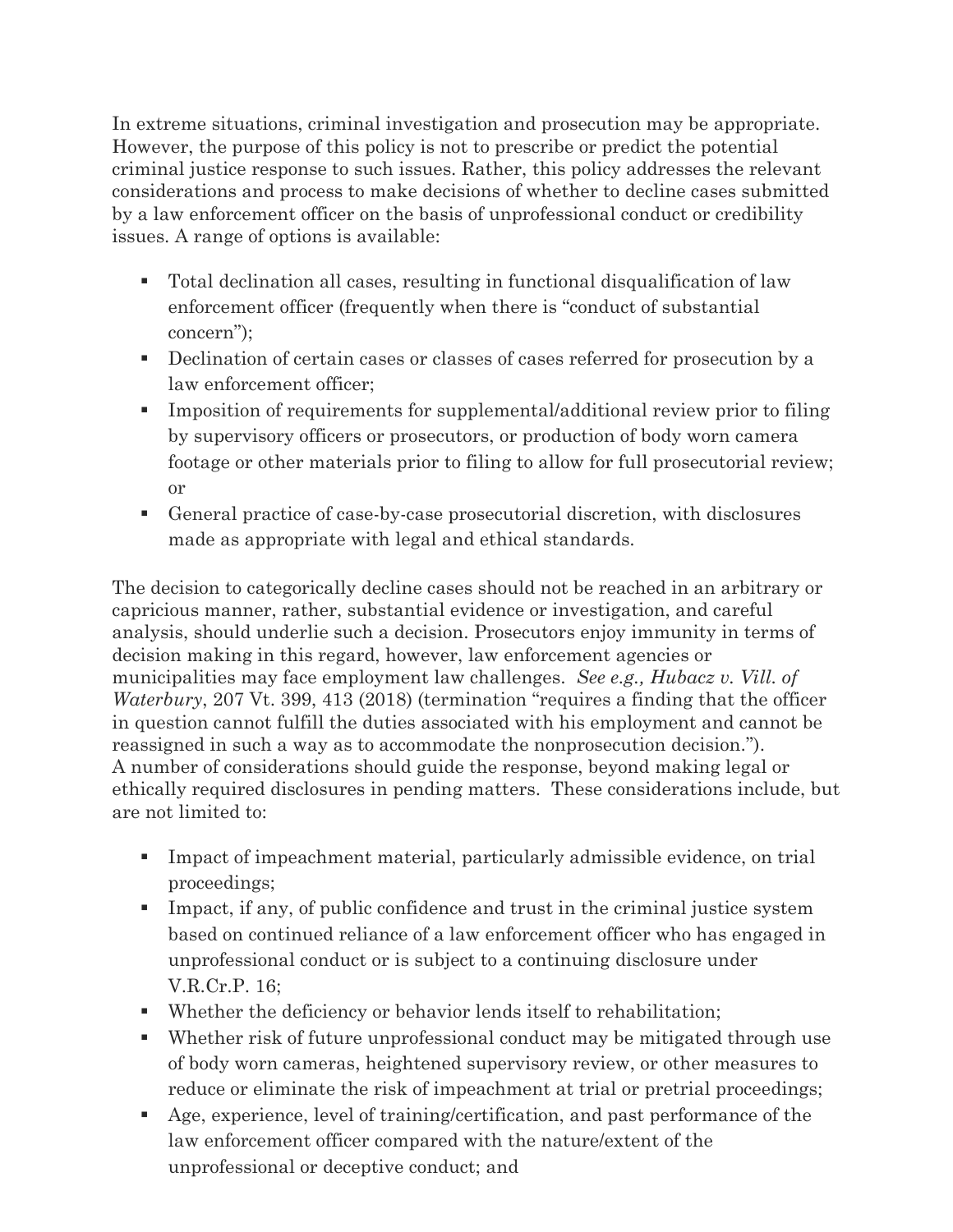In extreme situations, criminal investigation and prosecution may be appropriate. However, the purpose of this policy is not to prescribe or predict the potential criminal justice response to such issues. Rather, this policy addresses the relevant considerations and process to make decisions of whether to decline cases submitted by a law enforcement officer on the basis of unprofessional conduct or credibility issues. A range of options is available:

- Total declination all cases, resulting in functional disqualification of law enforcement officer (frequently when there is "conduct of substantial concern");
- Declination of certain cases or classes of cases referred for prosecution by a law enforcement officer;
- Imposition of requirements for supplemental/additional review prior to filing by supervisory officers or prosecutors, or production of body worn camera footage or other materials prior to filing to allow for full prosecutorial review; or
- General practice of case-by-case prosecutorial discretion, with disclosures made as appropriate with legal and ethical standards.

The decision to categorically decline cases should not be reached in an arbitrary or capricious manner, rather, substantial evidence or investigation, and careful analysis, should underlie such a decision. Prosecutors enjoy immunity in terms of decision making in this regard, however, law enforcement agencies or municipalities may face employment law challenges. *See e.g., Hubacz v. Vill. of Waterbury*, 207 Vt. 399, 413 (2018) (termination "requires a finding that the officer in question cannot fulfill the duties associated with his employment and cannot be reassigned in such a way as to accommodate the nonprosecution decision."). A number of considerations should guide the response, beyond making legal or ethically required disclosures in pending matters. These considerations include, but are not limited to:

- Impact of impeachment material, particularly admissible evidence, on trial proceedings;
- Impact, if any, of public confidence and trust in the criminal justice system based on continued reliance of a law enforcement officer who has engaged in unprofessional conduct or is subject to a continuing disclosure under V.R.Cr.P. 16;
- Whether the deficiency or behavior lends itself to rehabilitation;
- Whether risk of future unprofessional conduct may be mitigated through use of body worn cameras, heightened supervisory review, or other measures to reduce or eliminate the risk of impeachment at trial or pretrial proceedings;
- Age, experience, level of training/certification, and past performance of the law enforcement officer compared with the nature/extent of the unprofessional or deceptive conduct; and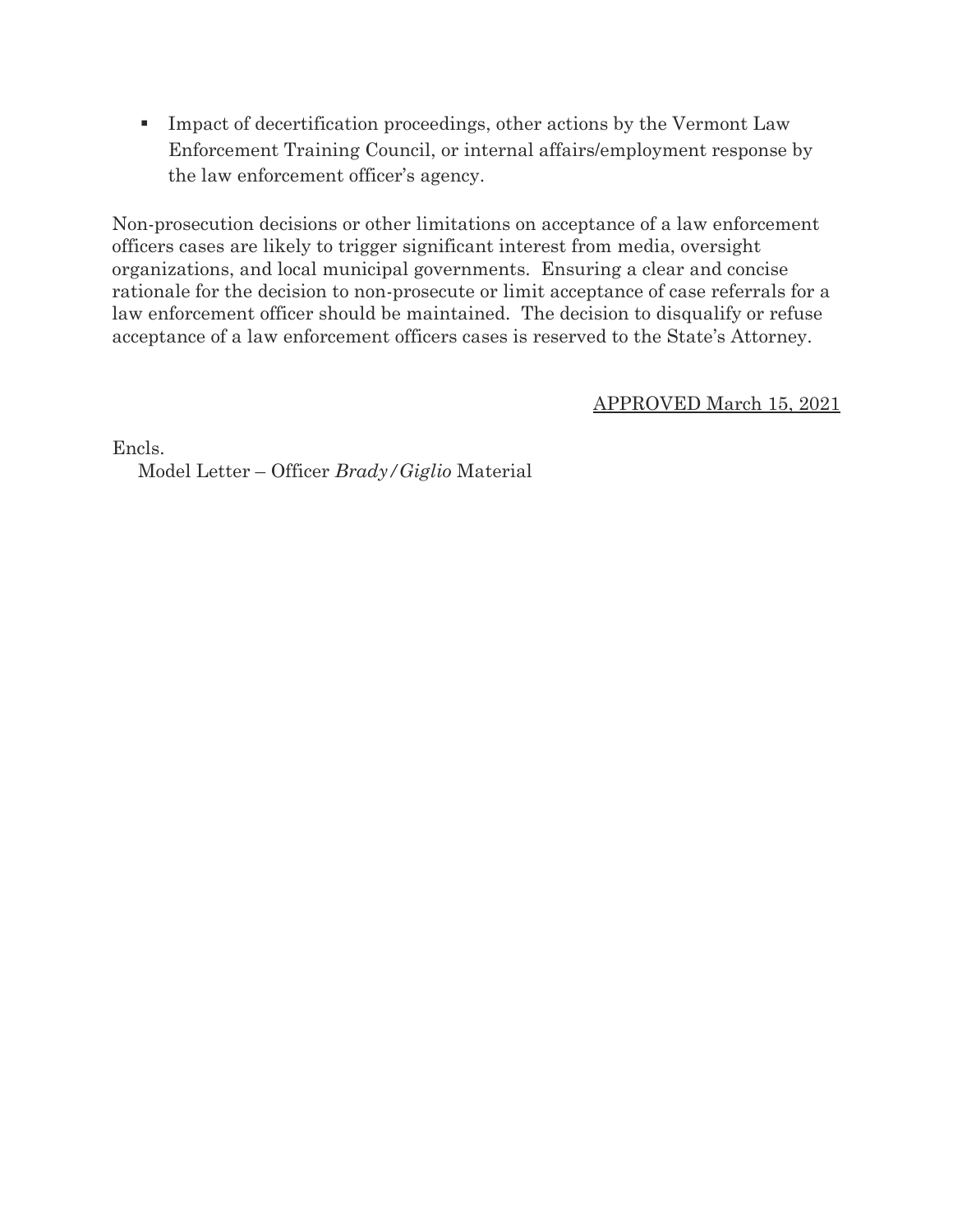- Impact of decertification proceedings, other actions by the Vermont Law Enforcement Training Council, or internal affairs/employment response by the law enforcement officer's agency.

Non-prosecution decisions or other limitations on acceptance of a law enforcement officers cases are likely to trigger significant interest from media, oversight organizations, and local municipal governments. Ensuring a clear and concise rationale for the decision to non-prosecute or limit acceptance of case referrals for a law enforcement officer should be maintained. The decision to disqualify or refuse acceptance of a law enforcement officers cases is reserved to the State's Attorney.

<u>APPROVED March 15, 2021</u>

Encls.
Model Letter – Officer *Brady/Giglio* Material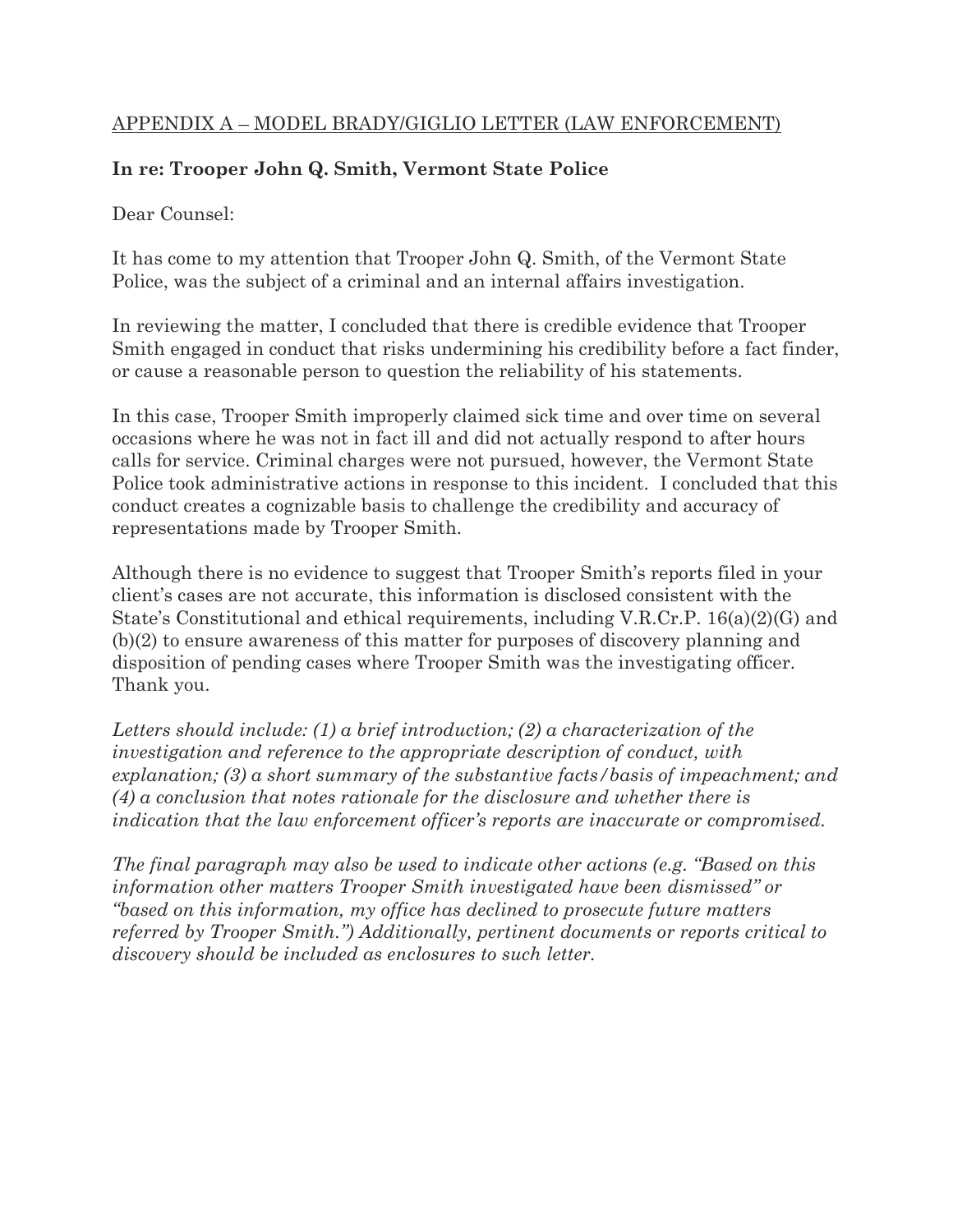APPENDIX A – MODEL BRADY/GIGLIO LETTER (LAW ENFORCEMENT)

**In re: Trooper John Q. Smith, Vermont State Police**

Dear Counsel:

It has come to my attention that Trooper John Q. Smith, of the Vermont State Police, was the subject of a criminal and an internal affairs investigation.

In reviewing the matter, I concluded that there is credible evidence that Trooper Smith engaged in conduct that risks undermining his credibility before a fact finder, or cause a reasonable person to question the reliability of his statements.

In this case, Trooper Smith improperly claimed sick time and over time on several occasions where he was not in fact ill and did not actually respond to after hours calls for service. Criminal charges were not pursued, however, the Vermont State Police took administrative actions in response to this incident. I concluded that this conduct creates a cognizable basis to challenge the credibility and accuracy of representations made by Trooper Smith.

Although there is no evidence to suggest that Trooper Smith's reports filed in your client's cases are not accurate, this information is disclosed consistent with the State's Constitutional and ethical requirements, including V.R.Cr.P. 16(a)(2)(G) and (b)(2) to ensure awareness of this matter for purposes of discovery planning and disposition of pending cases where Trooper Smith was the investigating officer. Thank you.

*Letters should include: (1) a brief introduction; (2) a characterization of the investigation and reference to the appropriate description of conduct, with explanation; (3) a short summary of the substantive facts/basis of impeachment; and (4) a conclusion that notes rationale for the disclosure and whether there is indication that the law enforcement officer's reports are inaccurate or compromised.*

*The final paragraph may also be used to indicate other actions (e.g. "Based on this information other matters Trooper Smith investigated have been dismissed" or "based on this information, my office has declined to prosecute future matters referred by Trooper Smith.") Additionally, pertinent documents or reports critical to discovery should be included as enclosures to such letter.*